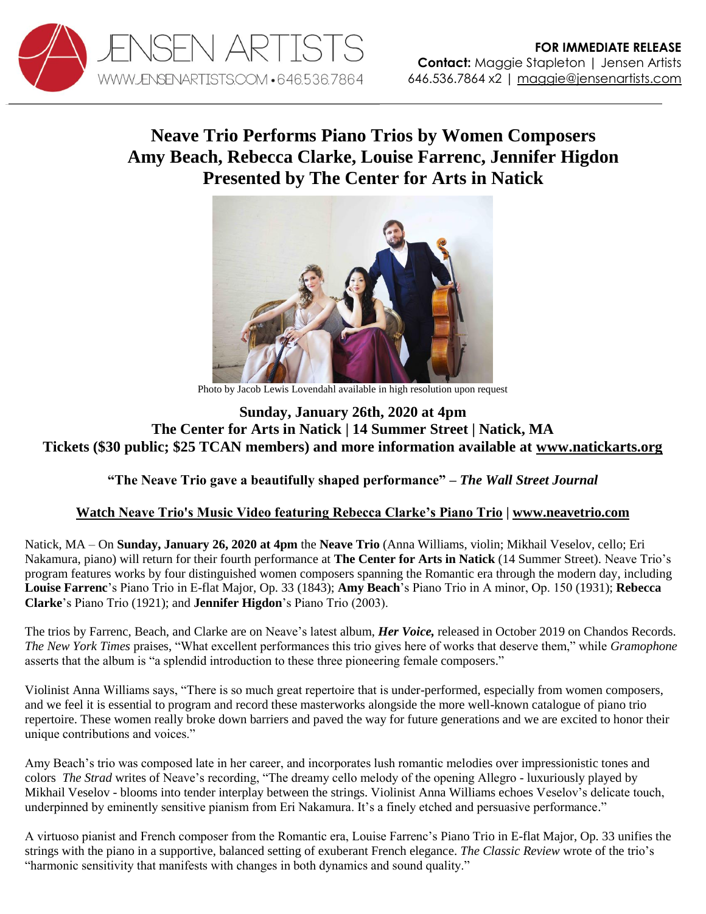JENSEN ARTISTS
WWW.JENSENARTISTS.COM • 646.536.7864

**FOR IMMEDIATE RELEASE**
**Contact:** Maggie Stapleton | Jensen Artists
646.536.7864 x2 | maggie@jensenartists.com

# Neave Trio Performs Piano Trios by Women Composers Amy Beach, Rebecca Clarke, Louise Farrenc, Jennifer Higdon Presented by The Center for Arts in Natick

Photo by Jacob Lewis Lovendahl available in high resolution upon request

**Sunday, January 26th, 2020 at 4pm**
**The Center for Arts in Natick | 14 Summer Street | Natick, MA**
**Tickets ($30 public; $25 TCAN members) and more information available at www.natickarts.org**

**"The Neave Trio gave a beautifully shaped performance" – *The Wall Street Journal***

**Watch Neave Trio's Music Video featuring Rebecca Clarke's Piano Trio | www.neavetrio.com**

Natick, MA – On **Sunday, January 26, 2020 at 4pm** the **Neave Trio** (Anna Williams, violin; Mikhail Veselov, cello; Eri Nakamura, piano) will return for their fourth performance at **The Center for Arts in Natick** (14 Summer Street). Neave Trio's program features works by four distinguished women composers spanning the Romantic era through the modern day, including **Louise Farrenc**'s Piano Trio in E-flat Major, Op. 33 (1843); **Amy Beach**'s Piano Trio in A minor, Op. 150 (1931); **Rebecca Clarke**'s Piano Trio (1921); and **Jennifer Higdon**'s Piano Trio (2003).

The trios by Farrenc, Beach, and Clarke are on Neave's latest album, ***Her Voice,*** released in October 2019 on Chandos Records. *The New York Times* praises, "What excellent performances this trio gives here of works that deserve them," while *Gramophone* asserts that the album is "a splendid introduction to these three pioneering female composers."

Violinist Anna Williams says, "There is so much great repertoire that is under-performed, especially from women composers, and we feel it is essential to program and record these masterworks alongside the more well-known catalogue of piano trio repertoire. These women really broke down barriers and paved the way for future generations and we are excited to honor their unique contributions and voices."

Amy Beach's trio was composed late in her career, and incorporates lush romantic melodies over impressionistic tones and colors *The Strad* writes of Neave's recording, "The dreamy cello melody of the opening Allegro - luxuriously played by Mikhail Veselov - blooms into tender interplay between the strings. Violinist Anna Williams echoes Veselov's delicate touch, underpinned by eminently sensitive pianism from Eri Nakamura. It's a finely etched and persuasive performance."

A virtuoso pianist and French composer from the Romantic era, Louise Farrenc's Piano Trio in E-flat Major, Op. 33 unifies the strings with the piano in a supportive, balanced setting of exuberant French elegance. *The Classic Review* wrote of the trio's "harmonic sensitivity that manifests with changes in both dynamics and sound quality."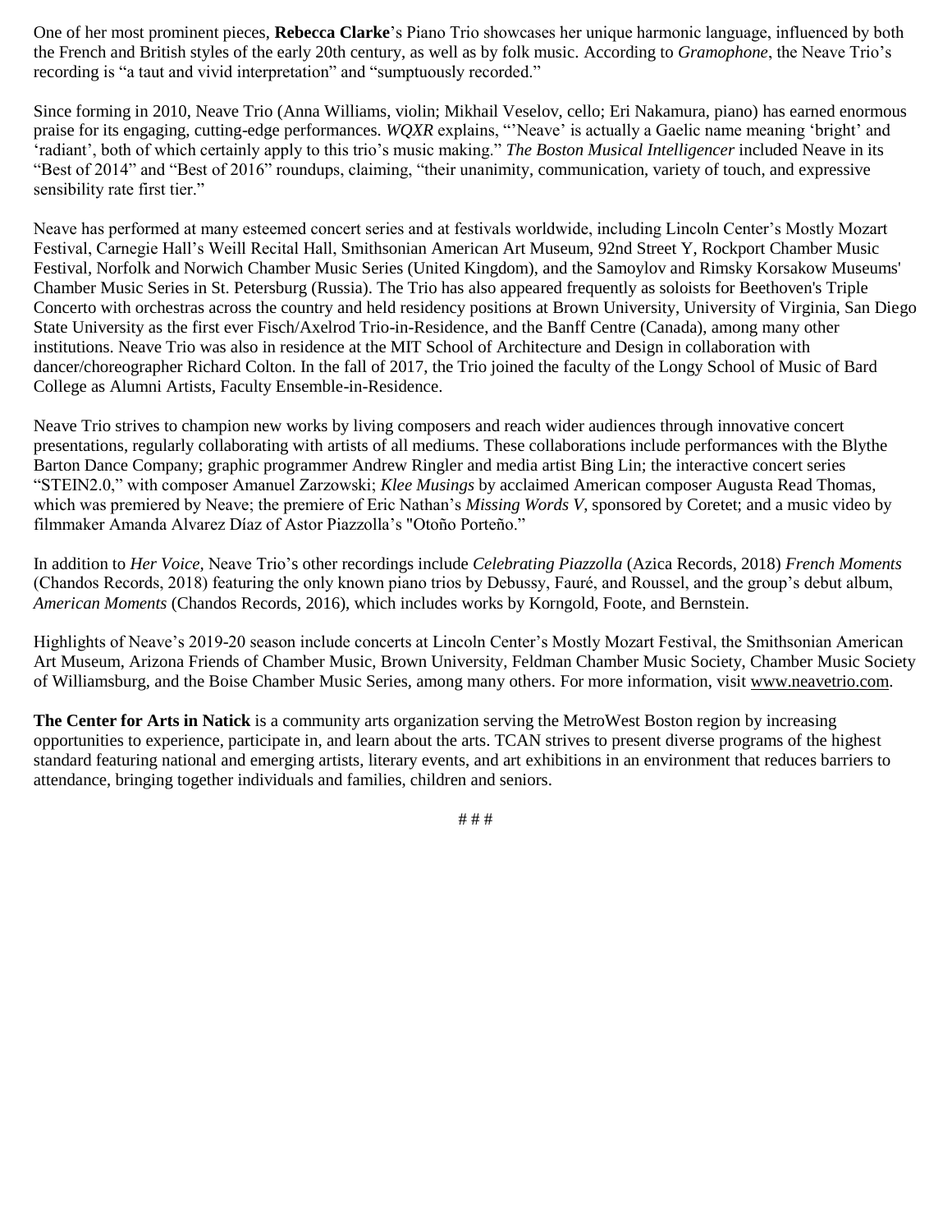One of her most prominent pieces, **Rebecca Clarke**'s Piano Trio showcases her unique harmonic language, influenced by both the French and British styles of the early 20th century, as well as by folk music. According to *Gramophone*, the Neave Trio's recording is "a taut and vivid interpretation" and "sumptuously recorded."

Since forming in 2010, Neave Trio (Anna Williams, violin; Mikhail Veselov, cello; Eri Nakamura, piano) has earned enormous praise for its engaging, cutting-edge performances. *WQXR* explains, "'Neave' is actually a Gaelic name meaning 'bright' and 'radiant', both of which certainly apply to this trio's music making." *The Boston Musical Intelligencer* included Neave in its "Best of 2014" and "Best of 2016" roundups, claiming, "their unanimity, communication, variety of touch, and expressive sensibility rate first tier."

Neave has performed at many esteemed concert series and at festivals worldwide, including Lincoln Center's Mostly Mozart Festival, Carnegie Hall's Weill Recital Hall, Smithsonian American Art Museum, 92nd Street Y, Rockport Chamber Music Festival, Norfolk and Norwich Chamber Music Series (United Kingdom), and the Samoylov and Rimsky Korsakow Museums' Chamber Music Series in St. Petersburg (Russia). The Trio has also appeared frequently as soloists for Beethoven's Triple Concerto with orchestras across the country and held residency positions at Brown University, University of Virginia, San Diego State University as the first ever Fisch/Axelrod Trio-in-Residence, and the Banff Centre (Canada), among many other institutions. Neave Trio was also in residence at the MIT School of Architecture and Design in collaboration with dancer/choreographer Richard Colton. In the fall of 2017, the Trio joined the faculty of the Longy School of Music of Bard College as Alumni Artists, Faculty Ensemble-in-Residence.

Neave Trio strives to champion new works by living composers and reach wider audiences through innovative concert presentations, regularly collaborating with artists of all mediums. These collaborations include performances with the Blythe Barton Dance Company; graphic programmer Andrew Ringler and media artist Bing Lin; the interactive concert series "STEIN2.0," with composer Amanuel Zarzowski; *Klee Musings* by acclaimed American composer Augusta Read Thomas, which was premiered by Neave; the premiere of Eric Nathan's *Missing Words V*, sponsored by Coretet; and a music video by filmmaker Amanda Alvarez Díaz of Astor Piazzolla's "Otoño Porteño."

In addition to *Her Voice,* Neave Trio's other recordings include *Celebrating Piazzolla* (Azica Records, 2018) *French Moments* (Chandos Records, 2018) featuring the only known piano trios by Debussy, Fauré, and Roussel, and the group's debut album, *American Moments* (Chandos Records, 2016), which includes works by Korngold, Foote, and Bernstein.

Highlights of Neave's 2019-20 season include concerts at Lincoln Center's Mostly Mozart Festival, the Smithsonian American Art Museum, Arizona Friends of Chamber Music, Brown University, Feldman Chamber Music Society, Chamber Music Society of Williamsburg, and the Boise Chamber Music Series, among many others. For more information, visit www.neavetrio.com.

**The Center for Arts in Natick** is a community arts organization serving the MetroWest Boston region by increasing opportunities to experience, participate in, and learn about the arts. TCAN strives to present diverse programs of the highest standard featuring national and emerging artists, literary events, and art exhibitions in an environment that reduces barriers to attendance, bringing together individuals and families, children and seniors.

# # #